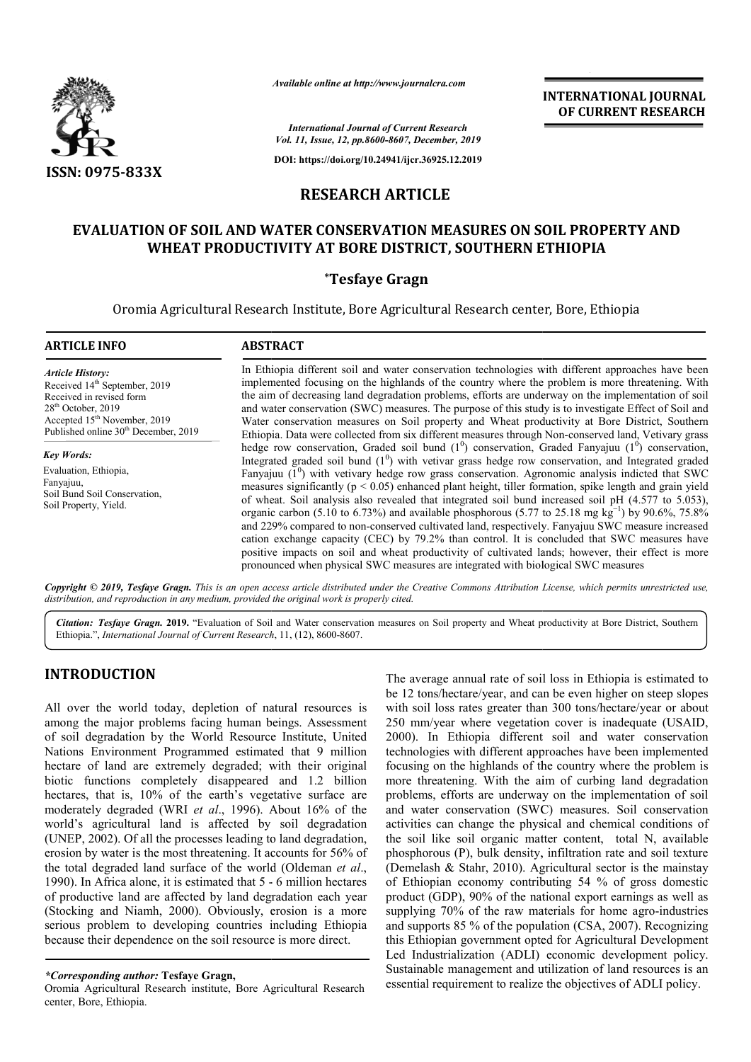**RESEARCH ARTICLE**

# EVALUATION OF SOIL AND WATER CONSERVATION MEASURES ON SOIL PROPERTY AND WHEAT PRODUCTIVITY AT BORE DISTRICT, SOUTHERN ETHIOPIA

**\*Tesfaye Gragn**

Oromia Agricultural Research Institute, Bore Agricultural Research center, Bore, Ethiopia

**ARTICLE INFO**

*Article History:*
Received 14th September, 2019
Received in revised form 28th October, 2019
Accepted 15th November, 2019
Published online 30th December, 2019

*Key Words:*
Evaluation, Ethiopia, Fanyajuu, Soil Bund Soil Conservation, Soil Property, Yield.

**ABSTRACT**

In Ethiopia different soil and water conservation technologies with different approaches have been implemented focusing on the highlands of the country where the problem is more threatening. With the aim of decreasing land degradation problems, efforts are underway on the implementation of soil and water conservation (SWC) measures. The purpose of this study is to investigate Effect of Soil and Water conservation measures on Soil property and Wheat productivity at Bore District, Southern Ethiopia. Data were collected from six different measures through Non-conserved land, Vetivary grass hedge row conservation, Graded soil bund ($1^0$) conservation, Graded Fanyajuu ($1^0$) conservation, Integrated graded soil bund ($1^0$) with vetivar grass hedge row conservation, and Integrated graded Fanyajuu ($1^0$) with vetivary hedge row grass conservation. Agronomic analysis indicted that SWC measures significantly ($p < 0.05$) enhanced plant height, tiller formation, spike length and grain yield of wheat. Soil analysis also revealed that integrated soil bund increased soil pH (4.577 to 5.053), organic carbon (5.10 to 6.73%) and available phosphorous (5.77 to 25.18 mg $kg^{-1}$) by 90.6%, 75.8% and 229% compared to non-conserved cultivated land, respectively. Fanyajuu SWC measure increased cation exchange capacity (CEC) by 79.2% than control. It is concluded that SWC measures have positive impacts on soil and wheat productivity of cultivated lands; however, their effect is more pronounced when physical SWC measures are integrated with biological SWC measures

*Copyright © 2019, Tesfaye Gragn. This is an open access article distributed under the Creative Commons Attribution License, which permits unrestricted use, distribution, and reproduction in any medium, provided the original work is properly cited.*

*Citation: Tesfaye Gragn.* **2019.** "Evaluation of Soil and Water conservation measures on Soil property and Wheat productivity at Bore District, Southern Ethiopia.", *International Journal of Current Research*, 11, (12), 8600-8607.

## INTRODUCTION

All over the world today, depletion of natural resources is among the major problems facing human beings. Assessment of soil degradation by the World Resource Institute, United Nations Environment Programmed estimated that 9 million hectare of land are extremely degraded; with their original biotic functions completely disappeared and 1.2 billion hectares, that is, 10% of the earth's vegetative surface are moderately degraded (WRI *et al*., 1996). About 16% of the world's agricultural land is affected by soil degradation (UNEP, 2002). Of all the processes leading to land degradation, erosion by water is the most threatening. It accounts for 56% of the total degraded land surface of the world (Oldeman *et al*., 1990). In Africa alone, it is estimated that 5 - 6 million hectares of productive land are affected by land degradation each year (Stocking and Niamh, 2000). Obviously, erosion is a more serious problem to developing countries including Ethiopia because their dependence on the soil resource is more direct.

The average annual rate of soil loss in Ethiopia is estimated to be 12 tons/hectare/year, and can be even higher on steep slopes with soil loss rates greater than 300 tons/hectare/year or about 250 mm/year where vegetation cover is inadequate (USAID, 2000). In Ethiopia different soil and water conservation technologies with different approaches have been implemented focusing on the highlands of the country where the problem is more threatening. With the aim of curbing land degradation problems, efforts are underway on the implementation of soil and water conservation (SWC) measures. Soil conservation activities can change the physical and chemical conditions of the soil like soil organic matter content, total N, available phosphorous (P), bulk density, infiltration rate and soil texture (Demelash & Stahr, 2010). Agricultural sector is the mainstay of Ethiopian economy contributing 54 % of gross domestic product (GDP), 90% of the national export earnings as well as supplying 70% of the raw materials for home agro-industries and supports 85 % of the population (CSA, 2007). Recognizing this Ethiopian government opted for Agricultural Development Led Industrialization (ADLI) economic development policy. Sustainable management and utilization of land resources is an essential requirement to realize the objectives of ADLI policy.

*\*Corresponding author:* **Tesfaye Gragn,**
Oromia Agricultural Research institute, Bore Agricultural Research center, Bore, Ethiopia.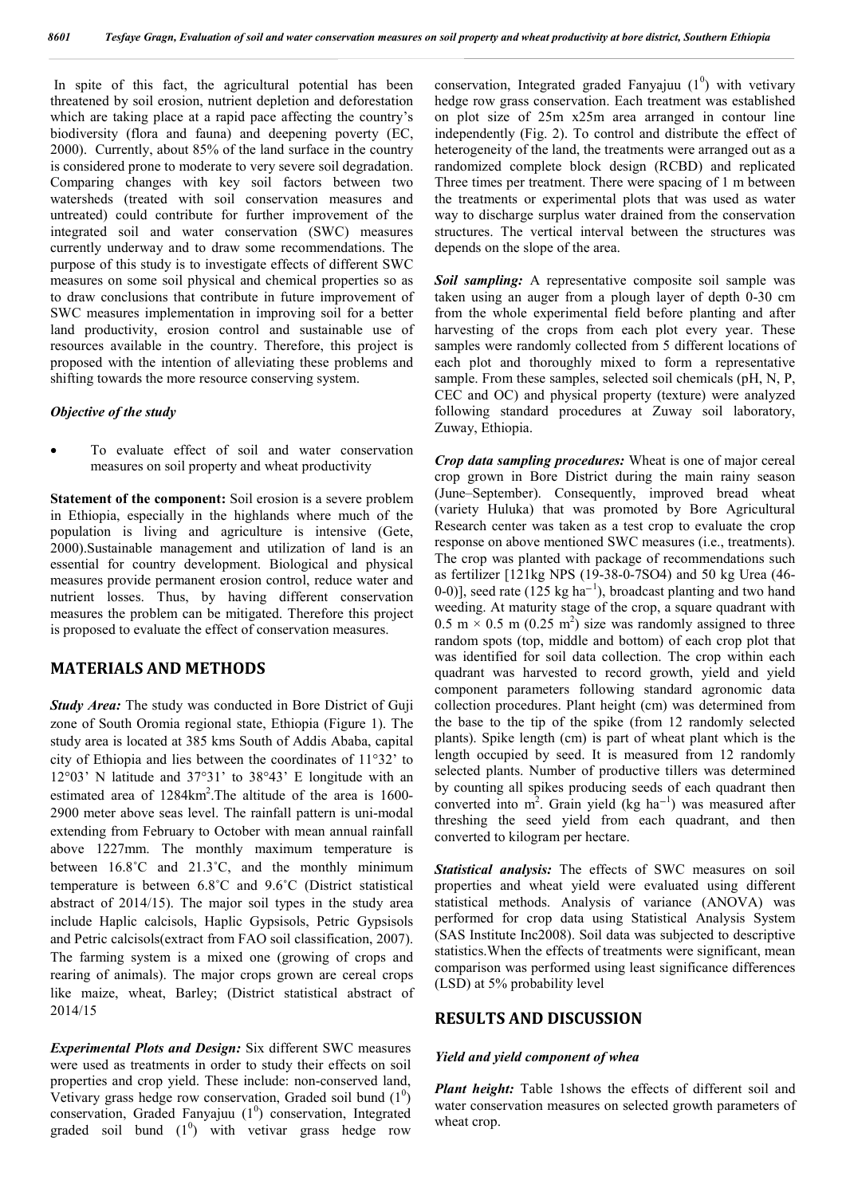In spite of this fact, the agricultural potential has been threatened by soil erosion, nutrient depletion and deforestation which are taking place at a rapid pace affecting the country's biodiversity (flora and fauna) and deepening poverty (EC, 2000). Currently, about 85% of the land surface in the country is considered prone to moderate to very severe soil degradation. Comparing changes with key soil factors between two watersheds (treated with soil conservation measures and untreated) could contribute for further improvement of the integrated soil and water conservation (SWC) measures currently underway and to draw some recommendations. The purpose of this study is to investigate effects of different SWC measures on some soil physical and chemical properties so as to draw conclusions that contribute in future improvement of SWC measures implementation in improving soil for a better land productivity, erosion control and sustainable use of resources available in the country. Therefore, this project is proposed with the intention of alleviating these problems and shifting towards the more resource conserving system.

### *Objective of the study*

- To evaluate effect of soil and water conservation measures on soil property and wheat productivity

**Statement of the component:** Soil erosion is a severe problem in Ethiopia, especially in the highlands where much of the population is living and agriculture is intensive (Gete, 2000).Sustainable management and utilization of land is an essential for country development. Biological and physical measures provide permanent erosion control, reduce water and nutrient losses. Thus, by having different conservation measures the problem can be mitigated. Therefore this project is proposed to evaluate the effect of conservation measures.

## MATERIALS AND METHODS

***Study Area:*** The study was conducted in Bore District of Guji zone of South Oromia regional state, Ethiopia (Figure 1). The study area is located at 385 kms South of Addis Ababa, capital city of Ethiopia and lies between the coordinates of 11°32' to 12°03' N latitude and 37°31' to 38°43' E longitude with an estimated area of 1284km$^2$.The altitude of the area is 1600-2900 meter above seas level. The rainfall pattern is uni-modal extending from February to October with mean annual rainfall above 1227mm. The monthly maximum temperature is between 16.8˚C and 21.3˚C, and the monthly minimum temperature is between 6.8˚C and 9.6˚C (District statistical abstract of 2014/15). The major soil types in the study area include Haplic calcisols, Haplic Gypsisols, Petric Gypsisols and Petric calcisols(extract from FAO soil classification, 2007). The farming system is a mixed one (growing of crops and rearing of animals). The major crops grown are cereal crops like maize, wheat, Barley; (District statistical abstract of 2014/15

***Experimental Plots and Design:*** Six different SWC measures were used as treatments in order to study their effects on soil properties and crop yield. These include: non-conserved land, Vetivary grass hedge row conservation, Graded soil bund (1$^0$) conservation, Graded Fanyajuu (1$^0$) conservation, Integrated graded soil bund (1$^0$) with vetivar grass hedge row conservation, Integrated graded Fanyajuu (1$^0$) with vetivary hedge row grass conservation. Each treatment was established on plot size of 25m x25m area arranged in contour line independently (Fig. 2). To control and distribute the effect of heterogeneity of the land, the treatments were arranged out as a randomized complete block design (RCBD) and replicated Three times per treatment. There were spacing of 1 m between the treatments or experimental plots that was used as water way to discharge surplus water drained from the conservation structures. The vertical interval between the structures was depends on the slope of the area.

***Soil sampling:*** A representative composite soil sample was taken using an auger from a plough layer of depth 0-30 cm from the whole experimental field before planting and after harvesting of the crops from each plot every year. These samples were randomly collected from 5 different locations of each plot and thoroughly mixed to form a representative sample. From these samples, selected soil chemicals (pH, N, P, CEC and OC) and physical property (texture) were analyzed following standard procedures at Zuway soil laboratory, Zuway, Ethiopia.

***Crop data sampling procedures:*** Wheat is one of major cereal crop grown in Bore District during the main rainy season (June–September). Consequently, improved bread wheat (variety Huluka) that was promoted by Bore Agricultural Research center was taken as a test crop to evaluate the crop response on above mentioned SWC measures (i.e., treatments). The crop was planted with package of recommendations such as fertilizer [121kg NPS (19-38-0-7SO4) and 50 kg Urea (46-0-0)], seed rate (125 kg ha$^{-1}$), broadcast planting and two hand weeding. At maturity stage of the crop, a square quadrant with 0.5 m × 0.5 m (0.25 m$^2$) size was randomly assigned to three random spots (top, middle and bottom) of each crop plot that was identified for soil data collection. The crop within each quadrant was harvested to record growth, yield and yield component parameters following standard agronomic data collection procedures. Plant height (cm) was determined from the base to the tip of the spike (from 12 randomly selected plants). Spike length (cm) is part of wheat plant which is the length occupied by seed. It is measured from 12 randomly selected plants. Number of productive tillers was determined by counting all spikes producing seeds of each quadrant then converted into m$^2$. Grain yield (kg ha$^{-1}$) was measured after threshing the seed yield from each quadrant, and then converted to kilogram per hectare.

***Statistical analysis:*** The effects of SWC measures on soil properties and wheat yield were evaluated using different statistical methods. Analysis of variance (ANOVA) was performed for crop data using Statistical Analysis System (SAS Institute Inc2008). Soil data was subjected to descriptive statistics.When the effects of treatments were significant, mean comparison was performed using least significance differences (LSD) at 5% probability level

## RESULTS AND DISCUSSION

### *Yield and yield component of whea*

***Plant height:*** Table 1shows the effects of different soil and water conservation measures on selected growth parameters of wheat crop.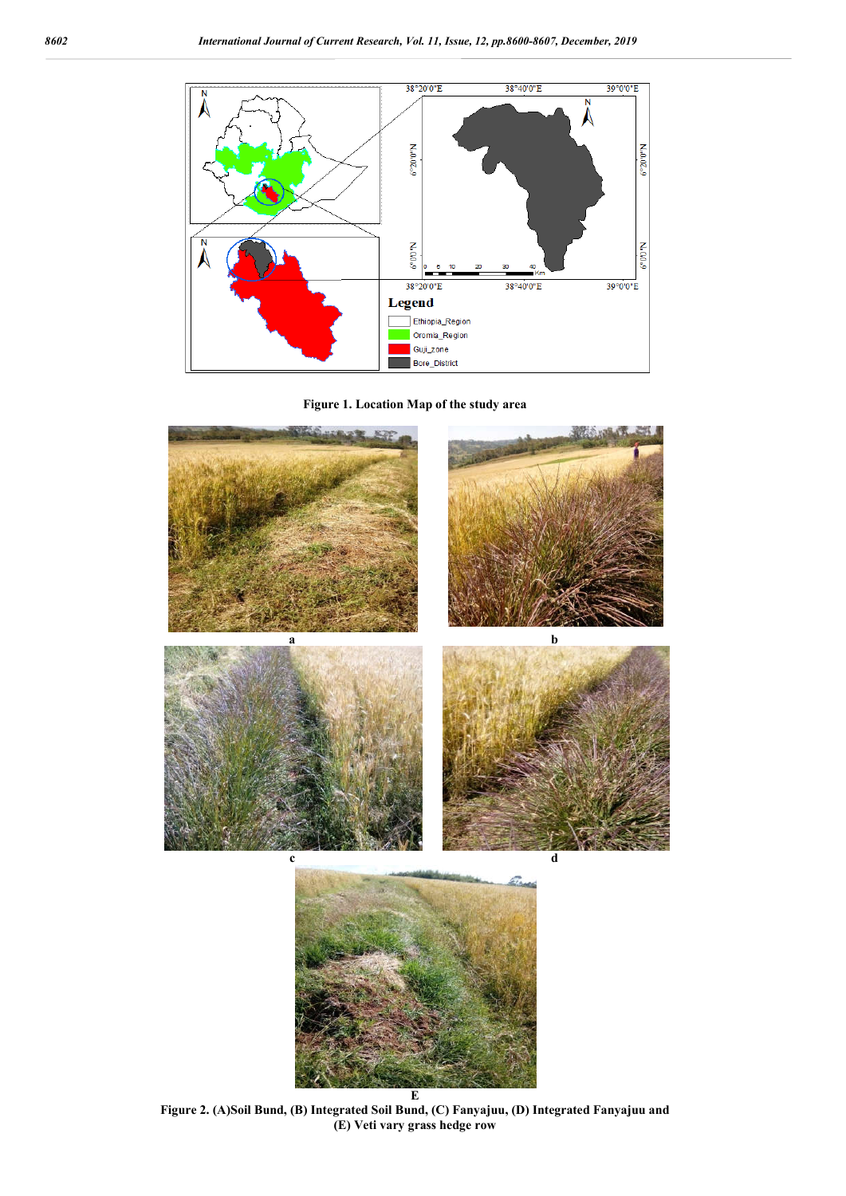**Figure 1. Location Map of the study area**

**Figure 2. (A)Soil Bund, (B) Integrated Soil Bund, (C) Fanyajuu, (D) Integrated Fanyajuu and (E) Veti vary grass hedge row**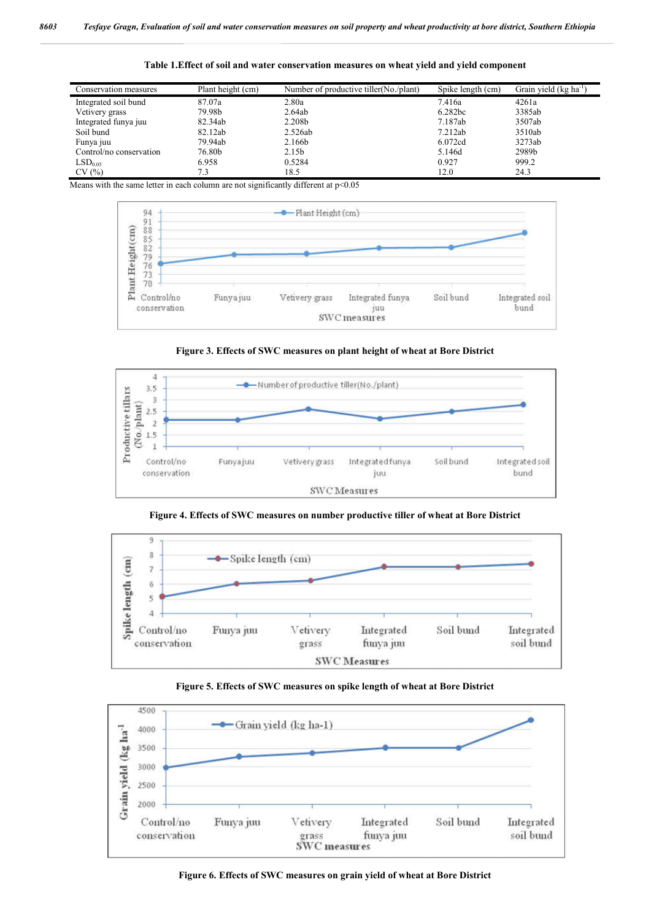**Table 1.Effect of soil and water conservation measures on wheat yield and yield component**

| Conservation measures | Plant height (cm) | Number of productive tiller(No./plant) | Spike length (cm) | Grain yield (kg ha$^{-1}$) |
|---|---|---|---|---|
| Integrated soil bund | 87.07a | 2.80a | 7.416a | 4261a |
| Vetivery grass | 79.98b | 2.64ab | 6.282bc | 3385ab |
| Integrated funya juu | 82.34ab | 2.208b | 7.187ab | 3507ab |
| Soil bund | 82.12ab | 2.526ab | 7.212ab | 3510ab |
| Funya juu | 79.94ab | 2.166b | 6.072cd | 3273ab |
| Control/no conservation | 76.80b | 2.15b | 5.146d | 2989b |
| $LSD_{0.05}$ | 6.958 | 0.5284 | 0.927 | 999.2 |
| CV (%) | 7.3 | 18.5 | 12.0 | 24.3 |

Means with the same letter in each column are not significantly different at $p<0.05$

**Figure 3. Effects of SWC measures on plant height of wheat at Bore District**

**Figure 4. Effects of SWC measures on number productive tiller of wheat at Bore District**

**Figure 5. Effects of SWC measures on spike length of wheat at Bore District**

**Figure 6. Effects of SWC measures on grain yield of wheat at Bore District**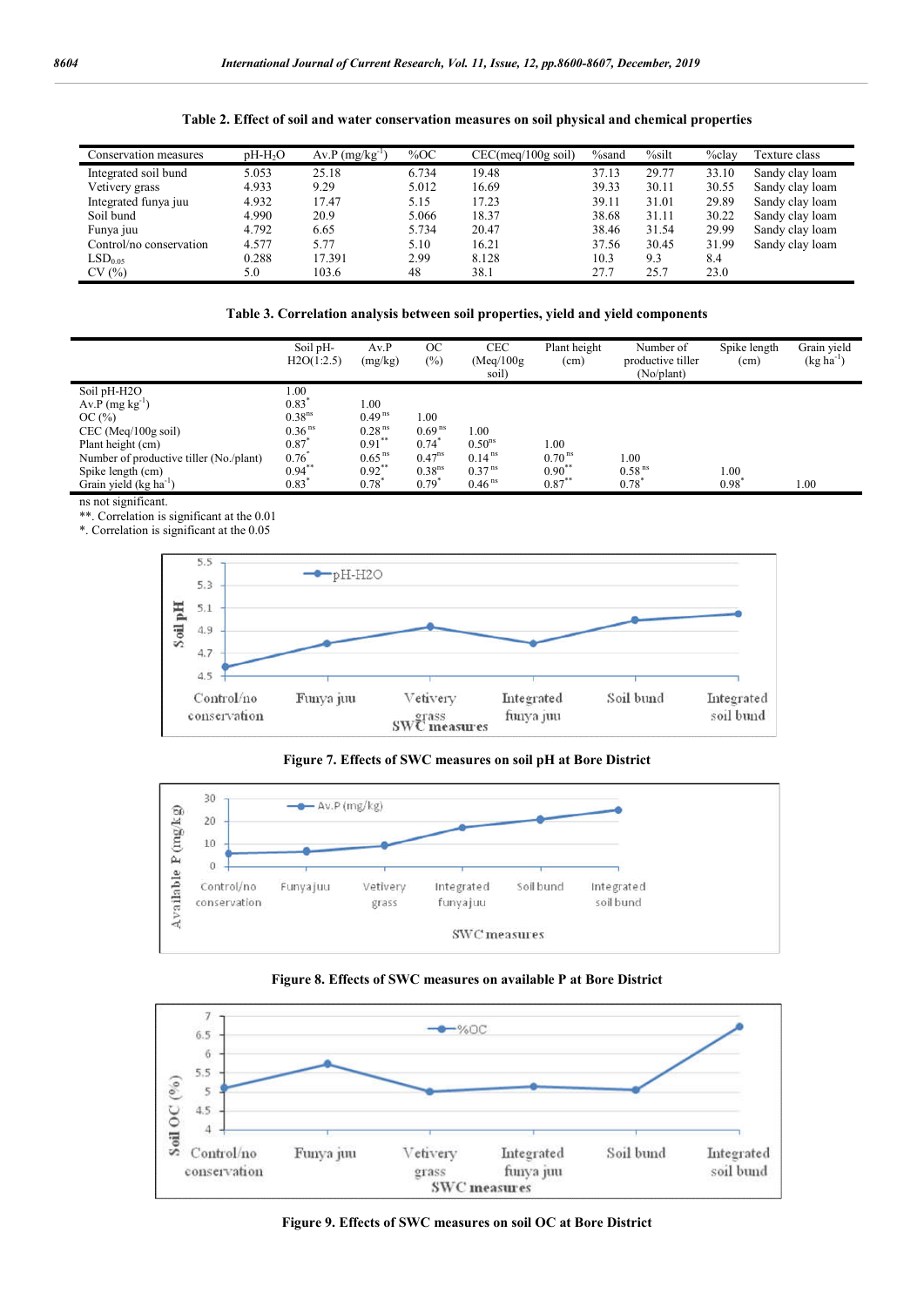**Table 2. Effect of soil and water conservation measures on soil physical and chemical properties**

| Conservation measures | pH-$H_2O$ | Av.P (mg/kg$^{-1}$) | %OC | CEC(meq/100g soil) | %sand | %silt | %clay | Texture class |
|---|---|---|---|---|---|---|---|---|
| Integrated soil bund | 5.053 | 25.18 | 6.734 | 19.48 | 37.13 | 29.77 | 33.10 | Sandy clay loam |
| Vetivery grass | 4.933 | 9.29 | 5.012 | 16.69 | 39.33 | 30.11 | 30.55 | Sandy clay loam |
| Integrated funya juu | 4.932 | 17.47 | 5.15 | 17.23 | 39.11 | 31.01 | 29.89 | Sandy clay loam |
| Soil bund | 4.990 | 20.9 | 5.066 | 18.37 | 38.68 | 31.11 | 30.22 | Sandy clay loam |
| Funya juu | 4.792 | 6.65 | 5.734 | 20.47 | 38.46 | 31.54 | 29.99 | Sandy clay loam |
| Control/no conservation | 4.577 | 5.77 | 5.10 | 16.21 | 37.56 | 30.45 | 31.99 | Sandy clay loam |
| $LSD_{0.05}$ | 0.288 | 17.391 | 2.99 | 8.128 | 10.3 | 9.3 | 8.4 | |
| CV (%) | 5.0 | 103.6 | 48 | 38.1 | 27.7 | 25.7 | 23.0 | |

**Table 3. Correlation analysis between soil properties, yield and yield components**

| | Soil pH-H2O(1:2.5) | Av.P (mg/kg) | OC (%) | CEC (Meq/100g soil) | Plant height (cm) | Number of productive tiller (No/plant) | Spike length (cm) | Grain yield (kg ha$^{-1}$) |
|---|---|---|---|---|---|---|---|---|
| Soil pH-H2O | 1.00 | | | | | | | |
| Av.P (mg kg$^{-1}$) | 0.83$^{*}$ | 1.00 | | | | | | |
| OC (%) | 0.38$^{ns}$ | 0.49$^{ns}$ | 1.00 | | | | | |
| CEC (Meq/100g soil) | 0.36$^{ns}$ | 0.28$^{ns}$ | 0.69$^{ns}$ | 1.00 | | | | |
| Plant height (cm) | 0.87$^{*}$ | 0.91$^{**}$ | 0.74$^{*}$ | 0.50$^{ns}$ | 1.00 | | | |
| Number of productive tiller (No./plant) | 0.76$^{*}$ | 0.65$^{ns}$ | 0.47$^{ns}$ | 0.14$^{ns}$ | 0.70$^{ns}$ | 1.00 | | |
| Spike length (cm) | 0.94$^{**}$ | 0.92$^{**}$ | 0.38$^{ns}$ | 0.37$^{ns}$ | 0.90$^{**}$ | 0.58$^{ns}$ | 1.00 | |
| Grain yield (kg ha$^{-1}$) | 0.83$^{*}$ | 0.78$^{*}$ | 0.79$^{*}$ | 0.46$^{ns}$ | 0.87$^{**}$ | 0.78$^{*}$ | 0.98$^{*}$ | 1.00 |

ns not significant.
**. Correlation is significant at the 0.01
*. Correlation is significant at the 0.05

**Figure 7. Effects of SWC measures on soil pH at Bore District**

**Figure 8. Effects of SWC measures on available P at Bore District**

**Figure 9. Effects of SWC measures on soil OC at Bore District**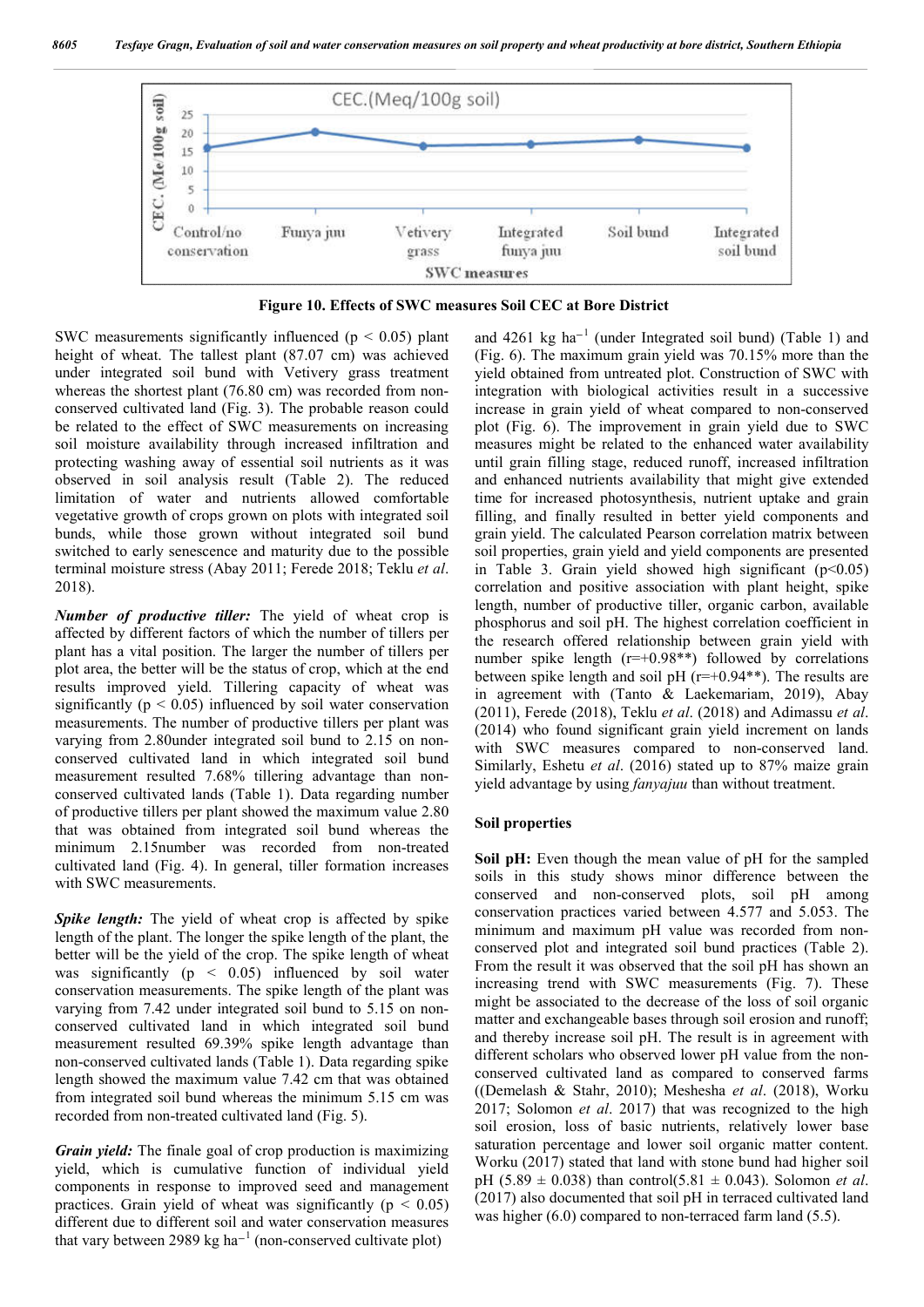Figure 10. Effects of SWC measures Soil CEC at Bore District

SWC measurements significantly influenced ($p < 0.05$) plant height of wheat. The tallest plant (87.07 cm) was achieved under integrated soil bund with Vetivery grass treatment whereas the shortest plant (76.80 cm) was recorded from non-conserved cultivated land (Fig. 3). The probable reason could be related to the effect of SWC measurements on increasing soil moisture availability through increased infiltration and protecting washing away of essential soil nutrients as it was observed in soil analysis result (Table 2). The reduced limitation of water and nutrients allowed comfortable vegetative growth of crops grown on plots with integrated soil bunds, while those grown without integrated soil bund switched to early senescence and maturity due to the possible terminal moisture stress (Abay 2011; Ferede 2018; Teklu *et al*. 2018).

***Number of productive tiller:*** The yield of wheat crop is affected by different factors of which the number of tillers per plant has a vital position. The larger the number of tillers per plot area, the better will be the status of crop, which at the end results improved yield. Tillering capacity of wheat was significantly ($p < 0.05$) influenced by soil water conservation measurements. The number of productive tillers per plant was varying from 2.80under integrated soil bund to 2.15 on non-conserved cultivated land in which integrated soil bund measurement resulted 7.68% tillering advantage than non-conserved cultivated lands (Table 1). Data regarding number of productive tillers per plant showed the maximum value 2.80 that was obtained from integrated soil bund whereas the minimum 2.15number was recorded from non-treated cultivated land (Fig. 4). In general, tiller formation increases with SWC measurements.

***Spike length:*** The yield of wheat crop is affected by spike length of the plant. The longer the spike length of the plant, the better will be the yield of the crop. The spike length of wheat was significantly ($p < 0.05$) influenced by soil water conservation measurements. The spike length of the plant was varying from 7.42 under integrated soil bund to 5.15 on non-conserved cultivated land in which integrated soil bund measurement resulted 69.39% spike length advantage than non-conserved cultivated lands (Table 1). Data regarding spike length showed the maximum value 7.42 cm that was obtained from integrated soil bund whereas the minimum 5.15 cm was recorded from non-treated cultivated land (Fig. 5).

***Grain yield:*** The finale goal of crop production is maximizing yield, which is cumulative function of individual yield components in response to improved seed and management practices. Grain yield of wheat was significantly ($p < 0.05$) different due to different soil and water conservation measures that vary between 2989 kg $ha^{-1}$ (non-conserved cultivate plot) and 4261 kg $ha^{-1}$ (under Integrated soil bund) (Table 1) and (Fig. 6). The maximum grain yield was 70.15% more than the yield obtained from untreated plot. Construction of SWC with integration with biological activities result in a successive increase in grain yield of wheat compared to non-conserved plot (Fig. 6). The improvement in grain yield due to SWC measures might be related to the enhanced water availability until grain filling stage, reduced runoff, increased infiltration and enhanced nutrients availability that might give extended time for increased photosynthesis, nutrient uptake and grain filling, and finally resulted in better yield components and grain yield. The calculated Pearson correlation matrix between soil properties, grain yield and yield components are presented in Table 3. Grain yield showed high significant ($p<0.05$) correlation and positive association with plant height, spike length, number of productive tiller, organic carbon, available phosphorus and soil pH. The highest correlation coefficient in the research offered relationship between grain yield with number spike length ($r=+0.98$\*\*) followed by correlations between spike length and soil pH ($r=+0.94$\*\*). The results are in agreement with (Tanto & Laekemariam, 2019), Abay (2011), Ferede (2018), Teklu *et al*. (2018) and Adimassu *et al*. (2014) who found significant grain yield increment on lands with SWC measures compared to non-conserved land. Similarly, Eshetu *et al*. (2016) stated up to 87% maize grain yield advantage by using *fanyajuu* than without treatment.

## Soil properties

**Soil pH:** Even though the mean value of pH for the sampled soils in this study shows minor difference between the conserved and non-conserved plots, soil pH among conservation practices varied between 4.577 and 5.053. The minimum and maximum pH value was recorded from non-conserved plot and integrated soil bund practices (Table 2). From the result it was observed that the soil pH has shown an increasing trend with SWC measurements (Fig. 7). These might be associated to the decrease of the loss of soil organic matter and exchangeable bases through soil erosion and runoff; and thereby increase soil pH. The result is in agreement with different scholars who observed lower pH value from the non-conserved cultivated land as compared to conserved farms ((Demelash & Stahr, 2010); Meshesha *et al*. (2018), Worku 2017; Solomon *et al*. 2017) that was recognized to the high soil erosion, loss of basic nutrients, relatively lower base saturation percentage and lower soil organic matter content. Worku (2017) stated that land with stone bund had higher soil pH ($5.89 \pm 0.038$) than control($5.81 \pm 0.043$). Solomon *et al*. (2017) also documented that soil pH in terraced cultivated land was higher (6.0) compared to non-terraced farm land (5.5).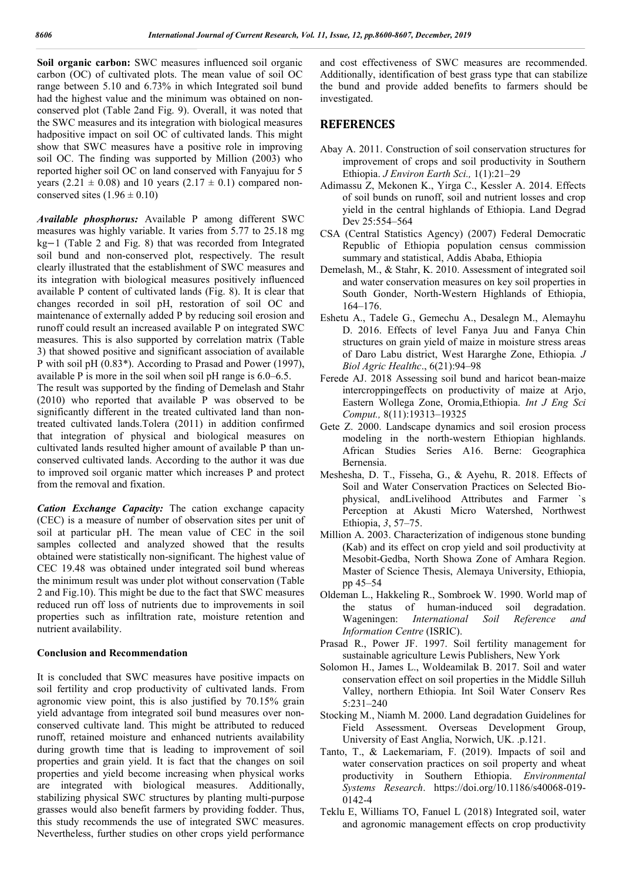**Soil organic carbon:** SWC measures influenced soil organic carbon (OC) of cultivated plots. The mean value of soil OC range between 5.10 and 6.73% in which Integrated soil bund had the highest value and the minimum was obtained on non-conserved plot (Table 2and Fig. 9). Overall, it was noted that the SWC measures and its integration with biological measures hadpositive impact on soil OC of cultivated lands. This might show that SWC measures have a positive role in improving soil OC. The finding was supported by Million (2003) who reported higher soil OC on land conserved with Fanyajuu for 5 years (2.21 ± 0.08) and 10 years (2.17 ± 0.1) compared non-conserved sites (1.96 ± 0.10)

***Available phosphorus:*** Available P among different SWC measures was highly variable. It varies from 5.77 to 25.18 mg $kg^{-1}$ (Table 2 and Fig. 8) that was recorded from Integrated soil bund and non-conserved plot, respectively. The result clearly illustrated that the establishment of SWC measures and its integration with biological measures positively influenced available P content of cultivated lands (Fig. 8). It is clear that changes recorded in soil pH, restoration of soil OC and maintenance of externally added P by reducing soil erosion and runoff could result an increased available P on integrated SWC measures. This is also supported by correlation matrix (Table 3) that showed positive and significant association of available P with soil pH (0.83*). According to Prasad and Power (1997), available P is more in the soil when soil pH range is 6.0–6.5.

The result was supported by the finding of Demelash and Stahr (2010) who reported that available P was observed to be significantly different in the treated cultivated land than non-treated cultivated lands.Tolera (2011) in addition confirmed that integration of physical and biological measures on cultivated lands resulted higher amount of available P than un-conserved cultivated lands. According to the author it was due to improved soil organic matter which increases P and protect from the removal and fixation.

***Cation Exchange Capacity:*** The cation exchange capacity (CEC) is a measure of number of observation sites per unit of soil at particular pH. The mean value of CEC in the soil samples collected and analyzed showed that the results obtained were statistically non-significant. The highest value of CEC 19.48 was obtained under integrated soil bund whereas the minimum result was under plot without conservation (Table 2 and Fig.10). This might be due to the fact that SWC measures reduced run off loss of nutrients due to improvements in soil properties such as infiltration rate, moisture retention and nutrient availability.

### Conclusion and Recommendation

It is concluded that SWC measures have positive impacts on soil fertility and crop productivity of cultivated lands. From agronomic view point, this is also justified by 70.15% grain yield advantage from integrated soil bund measures over non-conserved cultivate land. This might be attributed to reduced runoff, retained moisture and enhanced nutrients availability during growth time that is leading to improvement of soil properties and grain yield. It is fact that the changes on soil properties and yield become increasing when physical works are integrated with biological measures. Additionally, stabilizing physical SWC structures by planting multi-purpose grasses would also benefit farmers by providing fodder. Thus, this study recommends the use of integrated SWC measures. Nevertheless, further studies on other crops yield performance and cost effectiveness of SWC measures are recommended. Additionally, identification of best grass type that can stabilize the bund and provide added benefits to farmers should be investigated.

## REFERENCES

Abay A. 2011. Construction of soil conservation structures for improvement of crops and soil productivity in Southern Ethiopia. *J Environ Earth Sci.,* 1(1):21–29

Adimassu Z, Mekonen K., Yirga C., Kessler A. 2014. Effects of soil bunds on runoff, soil and nutrient losses and crop yield in the central highlands of Ethiopia. Land Degrad Dev 25:554–564

CSA (Central Statistics Agency) (2007) Federal Democratic Republic of Ethiopia population census commission summary and statistical, Addis Ababa, Ethiopia

Demelash, M., & Stahr, K. 2010. Assessment of integrated soil and water conservation measures on key soil properties in South Gonder, North-Western Highlands of Ethiopia, 164–176.

Eshetu A., Tadele G., Gemechu A., Desalegn M., Alemayhu D. 2016. Effects of level Fanya Juu and Fanya Chin structures on grain yield of maize in moisture stress areas of Daro Labu district, West Hararghe Zone, Ethiopia*. J Biol Agric Healthc*., 6(21):94–98

Ferede AJ. 2018 Assessing soil bund and haricot bean-maize intercroppingeffects on productivity of maize at Arjo, Eastern Wollega Zone, Oromia,Ethiopia. *Int J Eng Sci Comput.,* 8(11):19313–19325

Gete Z. 2000. Landscape dynamics and soil erosion process modeling in the north-western Ethiopian highlands. African Studies Series A16. Berne: Geographica Bernensia.

Mesheshа, D. T., Fisseha, G., & Ayehu, R. 2018. Effects of Soil and Water Conservation Practices on Selected Bio-physical, andLivelihood Attributes and Farmer `s Perception at Akusti Micro Watershed, Northwest Ethiopia, *3*, 57–75.

Million A. 2003. Characterization of indigenous stone bunding (Kab) and its effect on crop yield and soil productivity at Mesobit-Gedba, North Showa Zone of Amhara Region. Master of Science Thesis, Alemaya University, Ethiopia, pp 45–54

Oldeman L., Hakkeling R., Sombroek W. 1990. World map of the status of human-induced soil degradation. Wageningen: *International Soil Reference and Information Centre* (ISRIC).

Prasad R., Power JF. 1997. Soil fertility management for sustainable agriculture Lewis Publishers, New York

Solomon H., James L., Woldeamilak B. 2017. Soil and water conservation effect on soil properties in the Middle Silluh Valley, northern Ethiopia. Int Soil Water Conserv Res 5:231–240

Stocking M., Niamh M. 2000. Land degradation Guidelines for Field Assessment. Overseas Development Group, University of East Anglia, Norwich, UK. .p.121.

Tanto, T., & Laekemariam, F. (2019). Impacts of soil and water conservation practices on soil property and wheat productivity in Southern Ethiopia. *Environmental Systems Research*. https://doi.org/10.1186/s40068-019-0142-4

Teklu E, Williams TO, Fanuel L (2018) Integrated soil, water and agronomic management effects on crop productivity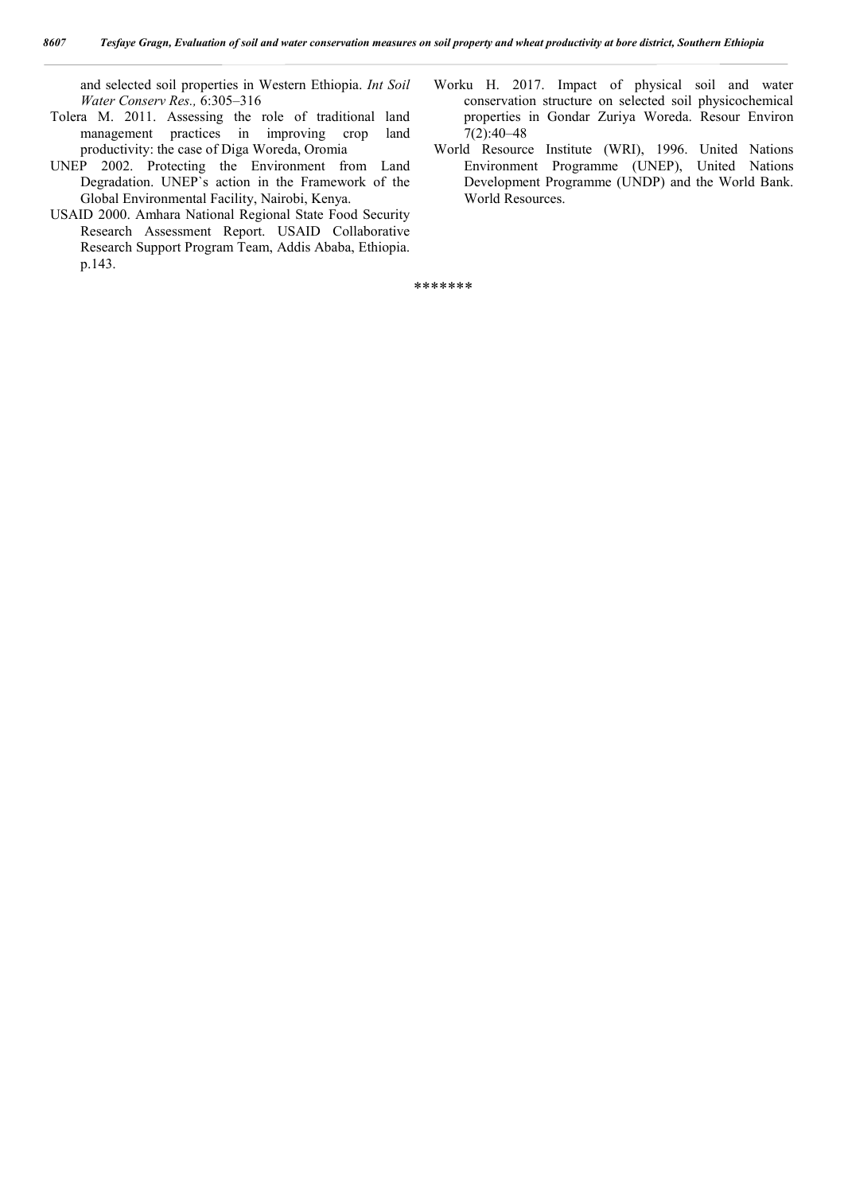and selected soil properties in Western Ethiopia. *Int Soil Water Conserv Res.,* 6:305–316

Tolera M. 2011. Assessing the role of traditional land management practices in improving crop land productivity: the case of Diga Woreda, Oromia

UNEP 2002. Protecting the Environment from Land Degradation. UNEP's action in the Framework of the Global Environmental Facility, Nairobi, Kenya.

USAID 2000. Amhara National Regional State Food Security Research Assessment Report. USAID Collaborative Research Support Program Team, Addis Ababa, Ethiopia. p.143.

Worku H. 2017. Impact of physical soil and water conservation structure on selected soil physicochemical properties in Gondar Zuriya Woreda. Resour Environ 7(2):40–48

World Resource Institute (WRI), 1996. United Nations Environment Programme (UNEP), United Nations Development Programme (UNDP) and the World Bank. World Resources.

*******